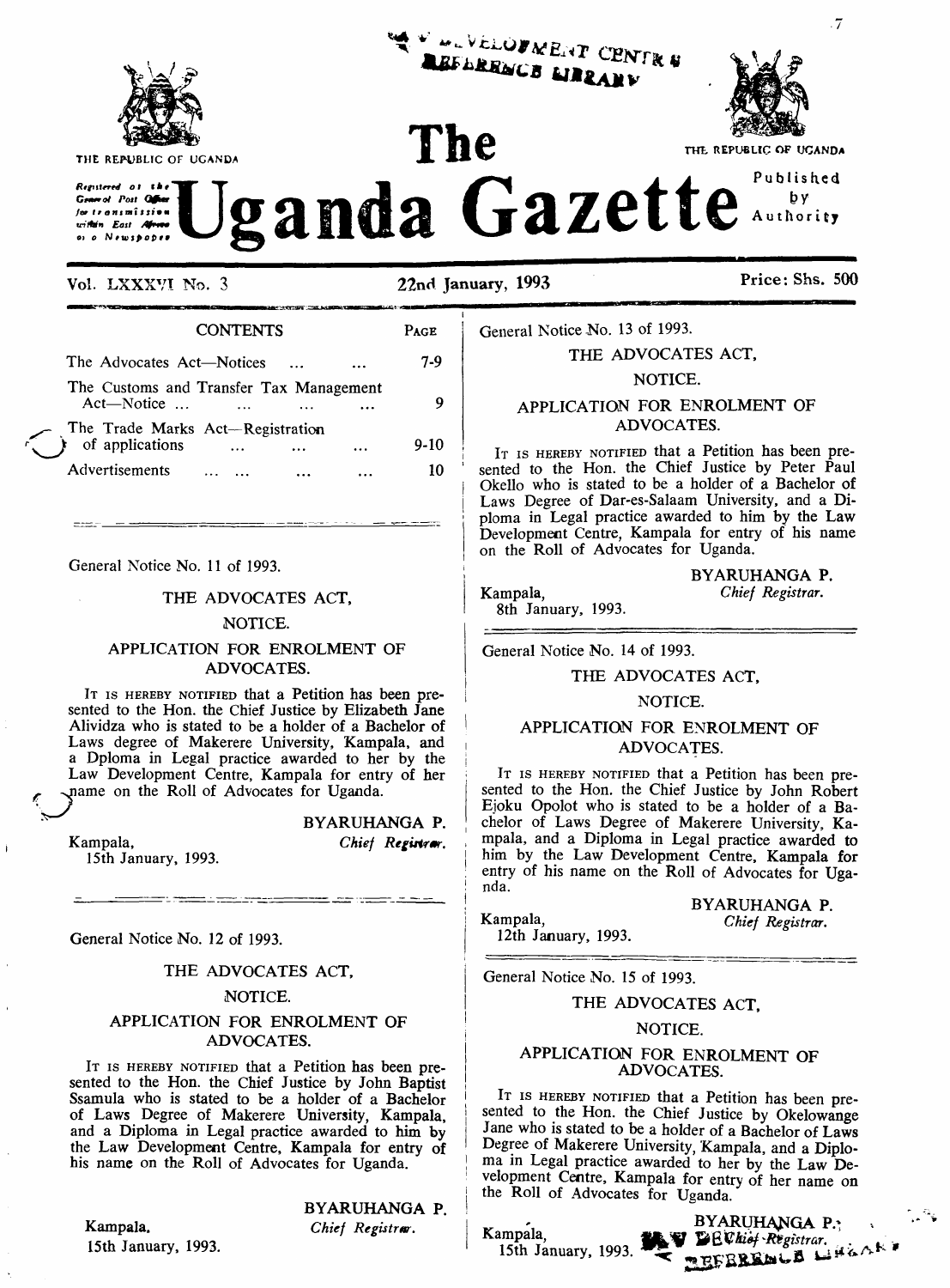THE REPUBLIC OF UGANDA

# The Uganda Gazette

Registered at the General Post Office for transmission within East Africa as a Newspaper

Published by Authority

Vol. LXXXVI No. 3 | 22nd January, 1993 | Price: Shs. 500

## CONTENTS

| | PAGE |
|---|---|
| The Advocates Act—Notices ... ... | 7-9 |
| The Customs and Transfer Tax Management Act—Notice ... ... ... ... | 9 |
| The Trade Marks Act—Registration of applications ... ... ... | 9-10 |
| Advertisements ... ... ... ... | 10 |

General Notice No. 11 of 1993.

### THE ADVOCATES ACT,

NOTICE.

APPLICATION FOR ENROLMENT OF ADVOCATES.

IT IS HEREBY NOTIFIED that a Petition has been presented to the Hon. the Chief Justice by Elizabeth Jane Alividza who is stated to be a holder of a Bachelor of Laws degree of Makerere University, Kampala, and a Dploma in Legal practice awarded to her by the Law Development Centre, Kampala for entry of her name on the Roll of Advocates for Uganda.

BYARUHANGA P.
*Chief Registrar.*

Kampala,
15th January, 1993.

General Notice No. 12 of 1993.

### THE ADVOCATES ACT,

NOTICE.

APPLICATION FOR ENROLMENT OF ADVOCATES.

IT IS HEREBY NOTIFIED that a Petition has been presented to the Hon. the Chief Justice by John Baptist Ssamula who is stated to be a holder of a Bachelor of Laws Degree of Makerere University, Kampala, and a Diploma in Legal practice awarded to him by the Law Development Centre, Kampala for entry of his name on the Roll of Advocates for Uganda.

BYARUHANGA P.
*Chief Registrar.*

Kampala,
15th January, 1993.

General Notice No. 13 of 1993.

### THE ADVOCATES ACT,

NOTICE.

APPLICATION FOR ENROLMENT OF ADVOCATES.

IT IS HEREBY NOTIFIED that a Petition has been presented to the Hon. the Chief Justice by Peter Paul Okello who is stated to be a holder of a Bachelor of Laws Degree of Dar-es-Salaam University, and a Diploma in Legal practice awarded to him by the Law Development Centre, Kampala for entry of his name on the Roll of Advocates for Uganda.

BYARUHANGA P.
*Chief Registrar.*

Kampala,
8th January, 1993.

General Notice No. 14 of 1993.

### THE ADVOCATES ACT,

NOTICE.

APPLICATION FOR ENROLMENT OF ADVOCATES.

IT IS HEREBY NOTIFIED that a Petition has been presented to the Hon. the Chief Justice by John Robert Ejoku Opolot who is stated to be a holder of a Bachelor of Laws Degree of Makerere University, Kampala, and a Diploma in Legal practice awarded to him by the Law Development Centre, Kampala for entry of his name on the Roll of Advocates for Uganda.

BYARUHANGA P.
*Chief Registrar.*

Kampala,
12th January, 1993.

General Notice No. 15 of 1993.

### THE ADVOCATES ACT,

NOTICE.

APPLICATION FOR ENROLMENT OF ADVOCATES.

IT IS HEREBY NOTIFIED that a Petition has been presented to the Hon. the Chief Justice by Okelowange Jane who is stated to be a holder of a Bachelor of Laws Degree of Makerere University, Kampala, and a Diploma in Legal practice awarded to her by the Law Development Centre, Kampala for entry of her name on the Roll of Advocates for Uganda.

BYARUHANGA P.
*Chief Registrar.*

Kampala,
15th January, 1993.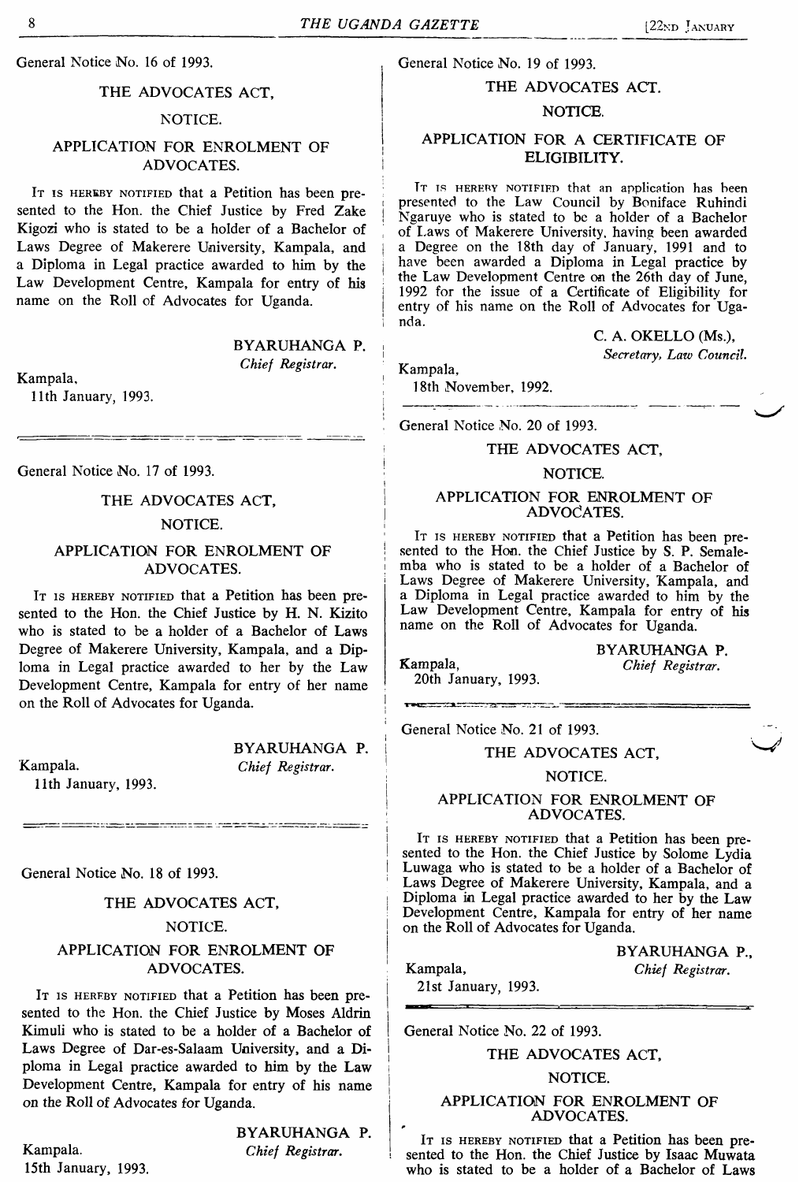General Notice No. 16 of 1993.

THE ADVOCATES ACT,

NOTICE.

APPLICATION FOR ENROLMENT OF ADVOCATES.

It is hereby notified that a Petition has been presented to the Hon. the Chief Justice by Fred Zake Kigozi who is stated to be a holder of a Bachelor of Laws Degree of Makerere University, Kampala, and a Diploma in Legal practice awarded to him by the Law Development Centre, Kampala for entry of his name on the Roll of Advocates for Uganda.

BYARUHANGA P.
*Chief Registrar.*

Kampala,
11th January, 1993.

---

General Notice No. 17 of 1993.

THE ADVOCATES ACT,

NOTICE.

APPLICATION FOR ENROLMENT OF ADVOCATES.

It is hereby notified that a Petition has been presented to the Hon. the Chief Justice by H. N. Kizito who is stated to be a holder of a Bachelor of Laws Degree of Makerere University, Kampala, and a Diploma in Legal practice awarded to her by the Law Development Centre, Kampala for entry of her name on the Roll of Advocates for Uganda.

BYARUHANGA P.
*Chief Registrar.*

Kampala.
11th January, 1993.

---

General Notice No. 18 of 1993.

THE ADVOCATES ACT,

NOTICE.

APPLICATION FOR ENROLMENT OF ADVOCATES.

It is hereby notified that a Petition has been presented to the Hon. the Chief Justice by Moses Aldrin Kimuli who is stated to be a holder of a Bachelor of Laws Degree of Dar-es-Salaam University, and a Diploma in Legal practice awarded to him by the Law Development Centre, Kampala for entry of his name on the Roll of Advocates for Uganda.

BYARUHANGA P.
*Chief Registrar.*

Kampala.
15th January, 1993.

---

General Notice No. 19 of 1993.

THE ADVOCATES ACT.

NOTICE.

APPLICATION FOR A CERTIFICATE OF ELIGIBILITY.

It is hereby notified that an application has been presented to the Law Council by Boniface Ruhindi Ngaruye who is stated to be a holder of a Bachelor of Laws of Makerere University, having been awarded a Degree on the 18th day of January, 1991 and to have been awarded a Diploma in Legal practice by the Law Development Centre on the 26th day of June, 1992 for the issue of a Certificate of Eligibility for entry of his name on the Roll of Advocates for Uganda.

C. A. OKELLO (Ms.),
*Secretary, Law Council.*

Kampala,
18th November, 1992.

---

General Notice No. 20 of 1993.

THE ADVOCATES ACT,

NOTICE.

APPLICATION FOR ENROLMENT OF ADVOCATES.

It is hereby notified that a Petition has been presented to the Hon. the Chief Justice by S. P. Semalemba who is stated to be a holder of a Bachelor of Laws Degree of Makerere University, Kampala, and a Diploma in Legal practice awarded to him by the Law Development Centre, Kampala for entry of his name on the Roll of Advocates for Uganda.

BYARUHANGA P.
*Chief Registrar.*

Kampala,
20th January, 1993.

---

General Notice No. 21 of 1993.

THE ADVOCATES ACT,

NOTICE.

APPLICATION FOR ENROLMENT OF ADVOCATES.

It is hereby notified that a Petition has been presented to the Hon. the Chief Justice by Solome Lydia Luwaga who is stated to be a holder of a Bachelor of Laws Degree of Makerere University, Kampala, and a Diploma in Legal practice awarded to her by the Law Development Centre, Kampala for entry of her name on the Roll of Advocates for Uganda.

BYARUHANGA P.,
*Chief Registrar.*

Kampala,
21st January, 1993.

---

General Notice No. 22 of 1993.

THE ADVOCATES ACT,

NOTICE.

APPLICATION FOR ENROLMENT OF ADVOCATES.

It is hereby notified that a Petition has been presented to the Hon. the Chief Justice by Isaac Muwata who is stated to be a holder of a Bachelor of Laws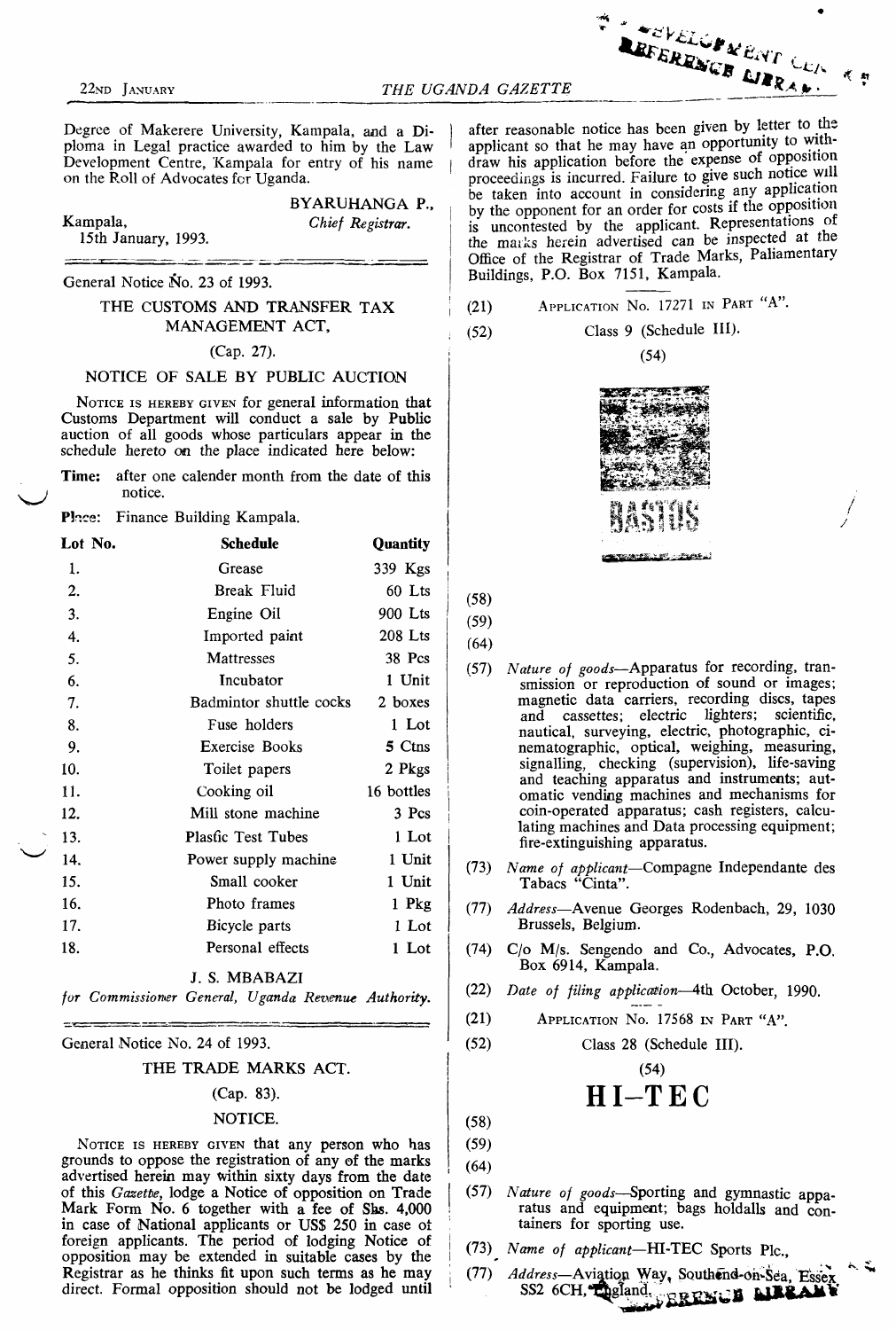Degree of Makerere University, Kampala, and a Diploma in Legal practice awarded to him by the Law Development Centre, Kampala for entry of his name on the Roll of Advocates for Uganda.

BYARUHANGA P.,
*Chief Registrar.*

Kampala,
15th January, 1993.

---

General Notice No. 23 of 1993.

### THE CUSTOMS AND TRANSFER TAX MANAGEMENT ACT,

(Cap. 27).

### NOTICE OF SALE BY PUBLIC AUCTION

NOTICE IS HEREBY GIVEN for general information that Customs Department will conduct a sale by Public auction of all goods whose particulars appear in the schedule hereto on the place indicated here below:

**Time:** after one calender month from the date of this notice.

**Place:** Finance Building Kampala.

| Lot No. | Schedule | Quantity |
|---|---|---|
| 1. | Grease | 339 Kgs |
| 2. | Break Fluid | 60 Lts |
| 3. | Engine Oil | 900 Lts |
| 4. | Imported paint | 208 Lts |
| 5. | Mattresses | 38 Pcs |
| 6. | Incubator | 1 Unit |
| 7. | Badmintor shuttle cocks | 2 boxes |
| 8. | Fuse holders | 1 Lot |
| 9. | Exercise Books | 5 Ctns |
| 10. | Toilet papers | 2 Pkgs |
| 11. | Cooking oil | 16 bottles |
| 12. | Mill stone machine | 3 Pcs |
| 13. | Plasfic Test Tubes | 1 Lot |
| 14. | Power supply machine | 1 Unit |
| 15. | Small cooker | 1 Unit |
| 16. | Photo frames | 1 Pkg |
| 17. | Bicycle parts | 1 Lot |
| 18. | Personal effects | 1 Lot |

J. S. MBABAZI
*for Commissioner General, Uganda Revenue Authority.*

---

General Notice No. 24 of 1993.

### THE TRADE MARKS ACT.

(Cap. 83).

### NOTICE.

NOTICE IS HEREBY GIVEN that any person who has grounds to oppose the registration of any of the marks advertised herein may within sixty days from the date of this *Gazette*, lodge a Notice of opposition on Trade Mark Form No. 6 together with a fee of Shs. 4,000 in case of National applicants or US$ 250 in case of foreign applicants. The period of lodging Notice of opposition may be extended in suitable cases by the Registrar as he thinks fit upon such terms as he may direct. Formal opposition should not be lodged until after reasonable notice has been given by letter to the applicant so that he may have an opportunity to withdraw his application before the expense of opposition proceedings is incurred. Failure to give such notice will be taken into account in considering any application by the opponent for an order for costs if the opposition is uncontested by the applicant. Representations of the marks herein advertised can be inspected at the Office of the Registrar of Trade Marks, Paliamentary Buildings, P.O. Box 7151, Kampala.

---

(21) APPLICATION No. 17271 IN PART "A".

(52) Class 9 (Schedule III).

(54)

BASTOS

(58)

(59)

(64)

(57) *Nature of goods*—Apparatus for recording, transmission or reproduction of sound or images; magnetic data carriers, recording discs, tapes and cassettes; electric lighters; scientific, nautical, surveying, electric, photographic, cinematographic, optical, weighing, measuring, signalling, checking (supervision), life-saving and teaching apparatus and instruments; automatic vending machines and mechanisms for coin-operated apparatus; cash registers, calculating machines and Data processing equipment; fire-extinguishing apparatus.

(73) *Name of applicant*—Compagne Independante des Tabacs "Cinta".

(77) *Address*—Avenue Georges Rodenbach, 29, 1030 Brussels, Belgium.

(74) C/o M/s. Sengendo and Co., Advocates, P.O. Box 6914, Kampala.

(22) *Date of filing application*—4th October, 1990.

---

(21) APPLICATION No. 17568 IN PART "A".

(52) Class 28 (Schedule III).

(54)

**HI–TEC**

(58)

(59)

(64)

(57) *Nature of goods*—Sporting and gymnastic apparatus and equipment; bags holdalls and containers for sporting use.

(73) *Name of applicant*—HI-TEC Sports Plc.,

(77) *Address*—Aviation Way, Southend-on-Sea, Essex SS2 6CH, England.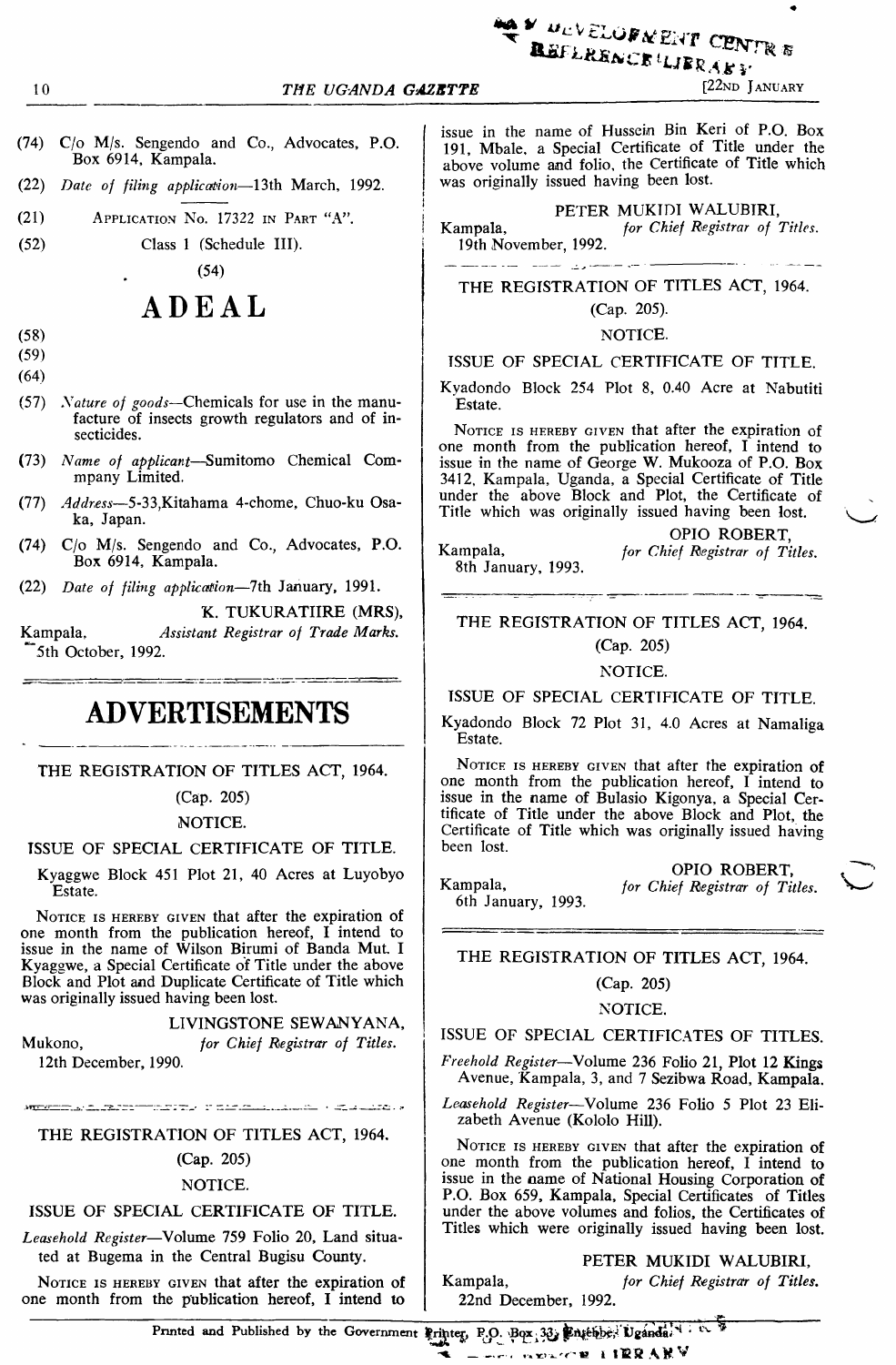(74) C/o M/s. Sengendo and Co., Advocates, P.O. Box 6914, Kampala.

(22) *Date of filing application*—13th March, 1992.

(21) APPLICATION No. 17322 IN PART "A".

(52) Class 1 (Schedule III).

(54)

# ADEAL

(58)

(59)

(64)

(57) *Nature of goods*—Chemicals for use in the manufacture of insects growth regulators and of insecticides.

(73) *Name of applicant*—Sumitomo Chemical Commpany Limited.

(77) *Address*—5-33,Kitahama 4-chome, Chuo-ku Osaka, Japan.

(74) C/o M/s. Sengendo and Co., Advocates, P.O. Box 6914, Kampala.

(22) *Date of filing application*—7th January, 1991.

K. TUKURATIIRE (MRS),
Kampala, *Assistant Registrar of Trade Marks.*
5th October, 1992.

# ADVERTISEMENTS

THE REGISTRATION OF TITLES ACT, 1964.

(Cap. 205)

NOTICE.

ISSUE OF SPECIAL CERTIFICATE OF TITLE.

Kyaggwe Block 451 Plot 21, 40 Acres at Luyobyo Estate.

NOTICE IS HEREBY GIVEN that after the expiration of one month from the publication hereof, I intend to issue in the name of Wilson Birumi of Banda Mut. I Kyaggwe, a Special Certificate of Title under the above Block and Plot and Duplicate Certificate of Title which was originally issued having been lost.

LIVINGSTONE SEWANYANA,
Mukono, *for Chief Registrar of Titles.*
12th December, 1990.

THE REGISTRATION OF TITLES ACT, 1964.

(Cap. 205)

NOTICE.

ISSUE OF SPECIAL CERTIFICATE OF TITLE.

*Leasehold Register*—Volume 759 Folio 20, Land situated at Bugema in the Central Bugisu County.

NOTICE IS HEREBY GIVEN that after the expiration of one month from the publication hereof, I intend to issue in the name of Hussein Bin Keri of P.O. Box 191, Mbale, a Special Certificate of Title under the above volume and folio, the Certificate of Title which was originally issued having been lost.

PETER MUKIDI WALUBIRI,
Kampala, *for Chief Registrar of Titles.*
19th November, 1992.

THE REGISTRATION OF TITLES ACT, 1964.

(Cap. 205).

NOTICE.

ISSUE OF SPECIAL CERTIFICATE OF TITLE.

Kyadondo Block 254 Plot 8, 0.40 Acre at Nabutiti Estate.

NOTICE IS HEREBY GIVEN that after the expiration of one month from the publication hereof, I intend to issue in the name of George W. Mukooza of P.O. Box 3412, Kampala, Uganda, a Special Certificate of Title under the above Block and Plot, the Certificate of Title which was originally issued having been lost.

OPIO ROBERT,
Kampala, *for Chief Registrar of Titles.*
8th January, 1993.

THE REGISTRATION OF TITLES ACT, 1964.

(Cap. 205)

NOTICE.

ISSUE OF SPECIAL CERTIFICATE OF TITLE.

Kyadondo Block 72 Plot 31, 4.0 Acres at Namaliga Estate.

NOTICE IS HEREBY GIVEN that after the expiration of one month from the publication hereof, I intend to issue in the name of Bulasio Kigonya, a Special Certificate of Title under the above Block and Plot, the Certificate of Title which was originally issued having been lost.

OPIO ROBERT,
Kampala, *for Chief Registrar of Titles.*
6th January, 1993.

THE REGISTRATION OF TITLES ACT, 1964.

(Cap. 205)

NOTICE.

ISSUE OF SPECIAL CERTIFICATES OF TITLES.

*Freehold Register*—Volume 236 Folio 21, Plot 12 Kings Avenue, Kampala, 3, and 7 Sezibwa Road, Kampala.

*Leasehold Register*—Volume 236 Folio 5 Plot 23 Elizabeth Avenue (Kololo Hill).

NOTICE IS HEREBY GIVEN that after the expiration of one month from the publication hereof, I intend to issue in the name of National Housing Corporation of P.O. Box 659, Kampala, Special Certificates of Titles under the above volumes and folios, the Certificates of Titles which were originally issued having been lost.

PETER MUKIDI WALUBIRI,
Kampala, *for Chief Registrar of Titles.*
22nd December, 1992.

Printed and Published by the Government Printer, P.O. Box 33, Entebbe, Uganda.